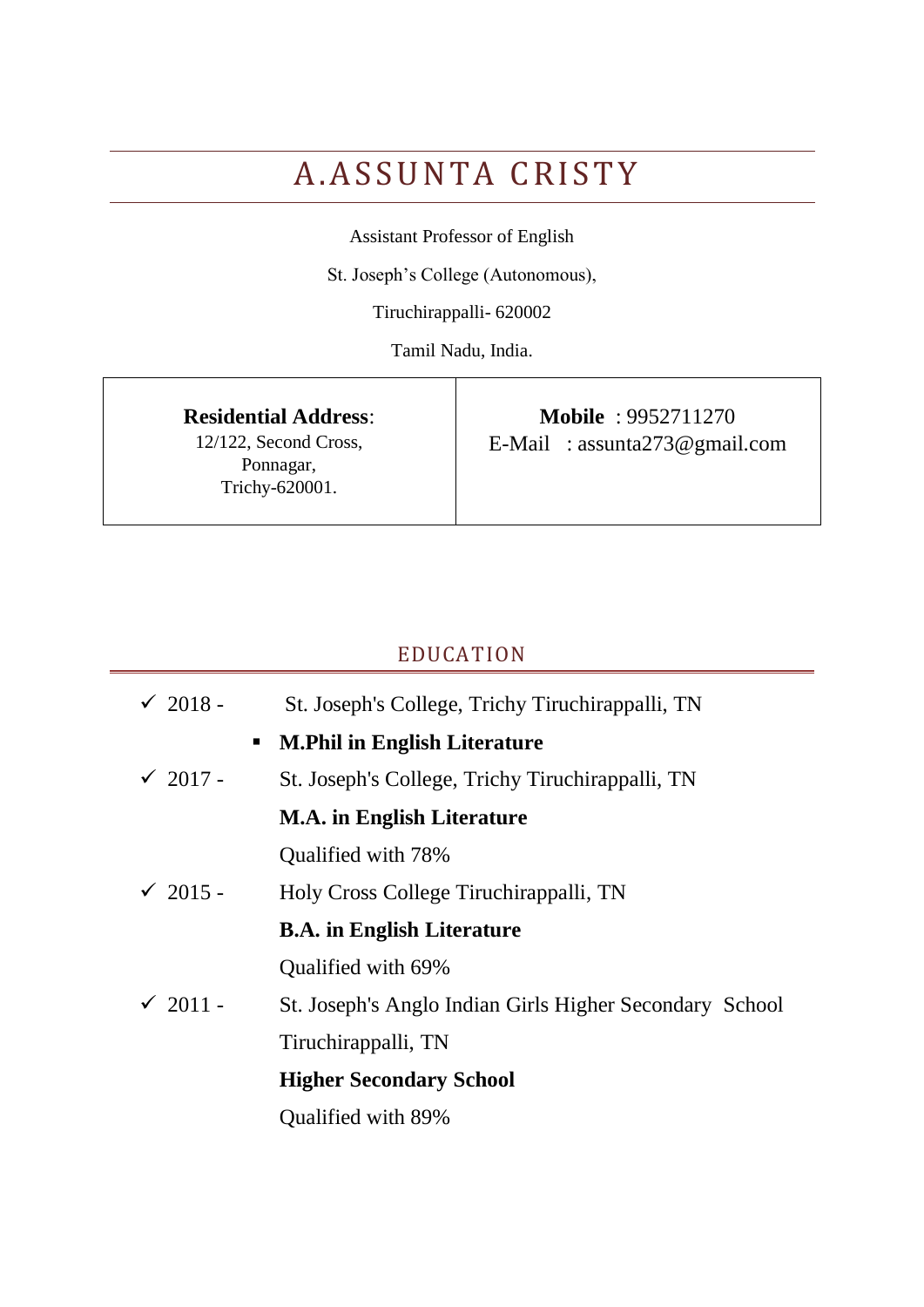# A.ASSUNTA CRISTY

Assistant Professor of English

St. Joseph's College (Autonomous),

Tiruchirappalli- 620002

Tamil Nadu, India.

| **Residential Address**:<br>12/122, Second Cross,<br>Ponnagar,<br>Trichy-620001. | **Mobile** : 9952711270<br>E-Mail : assunta273@gmail.com |
|---|---|

## EDUCATION

- ✓ 2018 - St. Joseph's College, Trichy Tiruchirappalli, TN
  - **M.Phil in English Literature**
- ✓ 2017 - St. Joseph's College, Trichy Tiruchirappalli, TN

  **M.A. in English Literature**

  Qualified with 78%
- ✓ 2015 - Holy Cross College Tiruchirappalli, TN

  **B.A. in English Literature**

  Qualified with 69%
- ✓ 2011 - St. Joseph's Anglo Indian Girls Higher Secondary School Tiruchirappalli, TN

  **Higher Secondary School**

  Qualified with 89%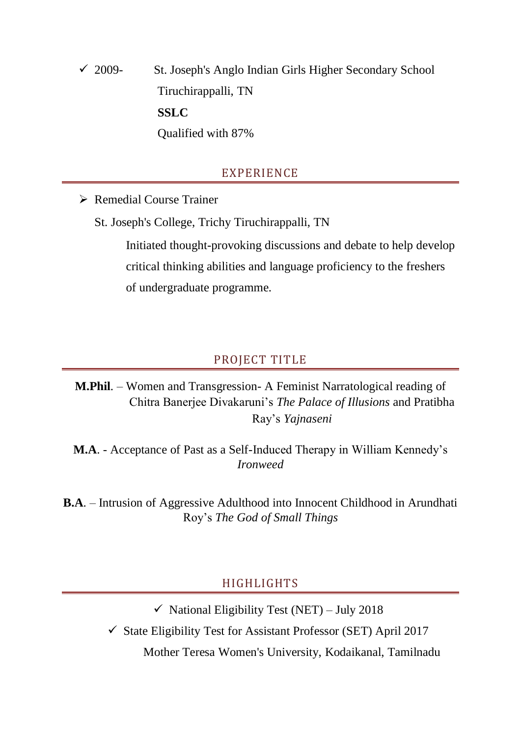- ✓ 2009- St. Joseph's Anglo Indian Girls Higher Secondary School
  Tiruchirappalli, TN
  **SSLC**
  Qualified with 87%

## EXPERIENCE

- ➢ Remedial Course Trainer

  St. Joseph's College, Trichy Tiruchirappalli, TN

  Initiated thought-provoking discussions and debate to help develop critical thinking abilities and language proficiency to the freshers of undergraduate programme.

## PROJECT TITLE

**M.Phil**. – Women and Transgression- A Feminist Narratological reading of Chitra Banerjee Divakaruni's *The Palace of Illusions* and Pratibha Ray's *Yajnaseni*

**M.A**. - Acceptance of Past as a Self-Induced Therapy in William Kennedy's *Ironweed*

**B.A**. – Intrusion of Aggressive Adulthood into Innocent Childhood in Arundhati Roy's *The God of Small Things*

## HIGHLIGHTS

- ✓ National Eligibility Test (NET) – July 2018
- ✓ State Eligibility Test for Assistant Professor (SET) April 2017
  Mother Teresa Women's University, Kodaikanal, Tamilnadu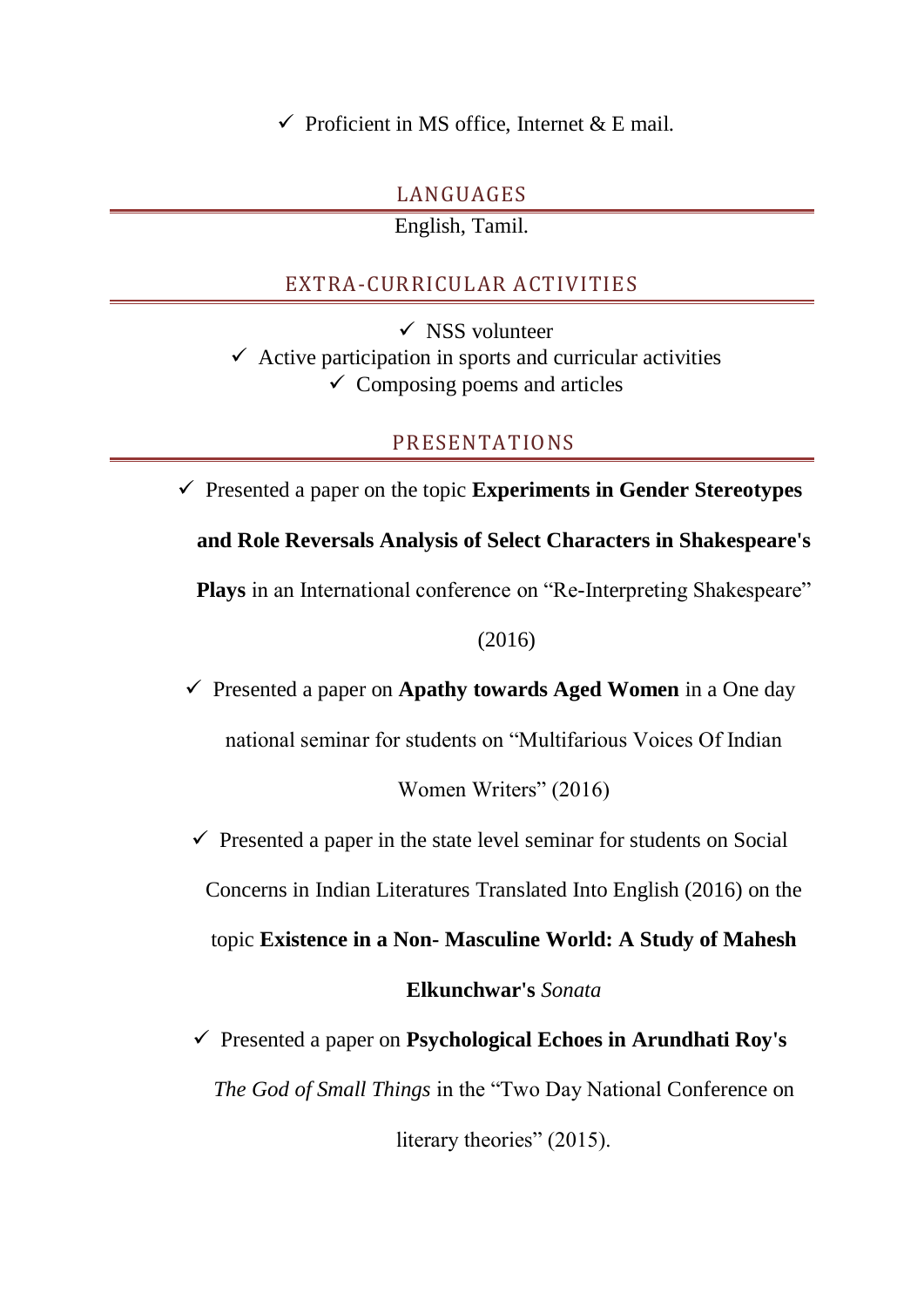- ✓ Proficient in MS office, Internet & E mail.

## LANGUAGES

English, Tamil.

## EXTRA-CURRICULAR ACTIVITIES

- ✓ NSS volunteer
- ✓ Active participation in sports and curricular activities
- ✓ Composing poems and articles

## PRESENTATIONS

- ✓ Presented a paper on the topic **Experiments in Gender Stereotypes and Role Reversals Analysis of Select Characters in Shakespeare's Plays** in an International conference on "Re-Interpreting Shakespeare" (2016)
- ✓ Presented a paper on **Apathy towards Aged Women** in a One day national seminar for students on "Multifarious Voices Of Indian Women Writers" (2016)
- ✓ Presented a paper in the state level seminar for students on Social Concerns in Indian Literatures Translated Into English (2016) on the topic **Existence in a Non- Masculine World: A Study of Mahesh Elkunchwar's** *Sonata*
- ✓ Presented a paper on **Psychological Echoes in Arundhati Roy's** *The God of Small Things* in the "Two Day National Conference on literary theories" (2015).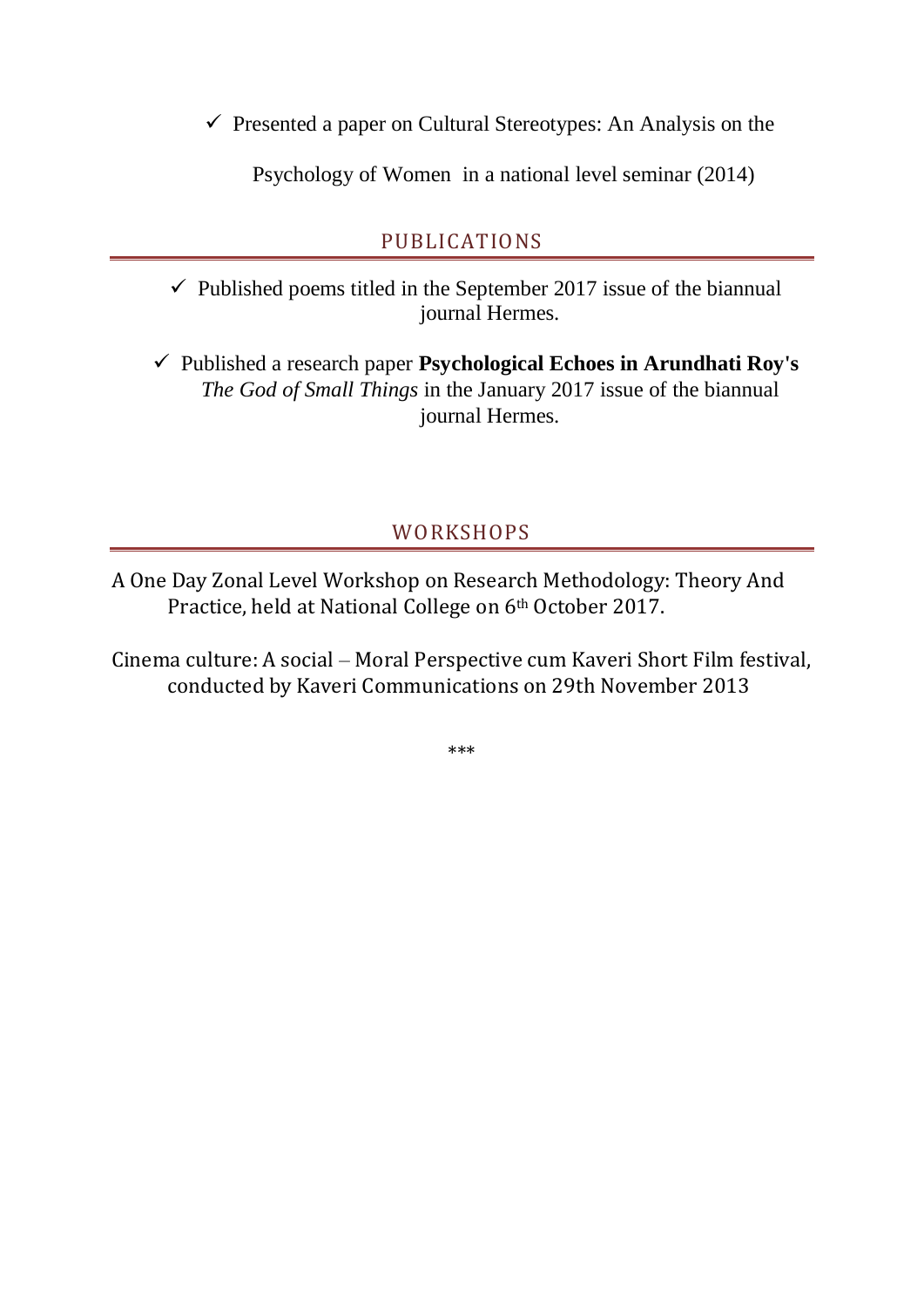- ✓ Presented a paper on Cultural Stereotypes: An Analysis on the Psychology of Women in a national level seminar (2014)

## PUBLICATIONS

- ✓ Published poems titled in the September 2017 issue of the biannual journal Hermes.
- ✓ Published a research paper **Psychological Echoes in Arundhati Roy's** *The God of Small Things* in the January 2017 issue of the biannual journal Hermes.

## WORKSHOPS

A One Day Zonal Level Workshop on Research Methodology: Theory And Practice, held at National College on 6th October 2017.

Cinema culture: A social – Moral Perspective cum Kaveri Short Film festival, conducted by Kaveri Communications on 29th November 2013

***